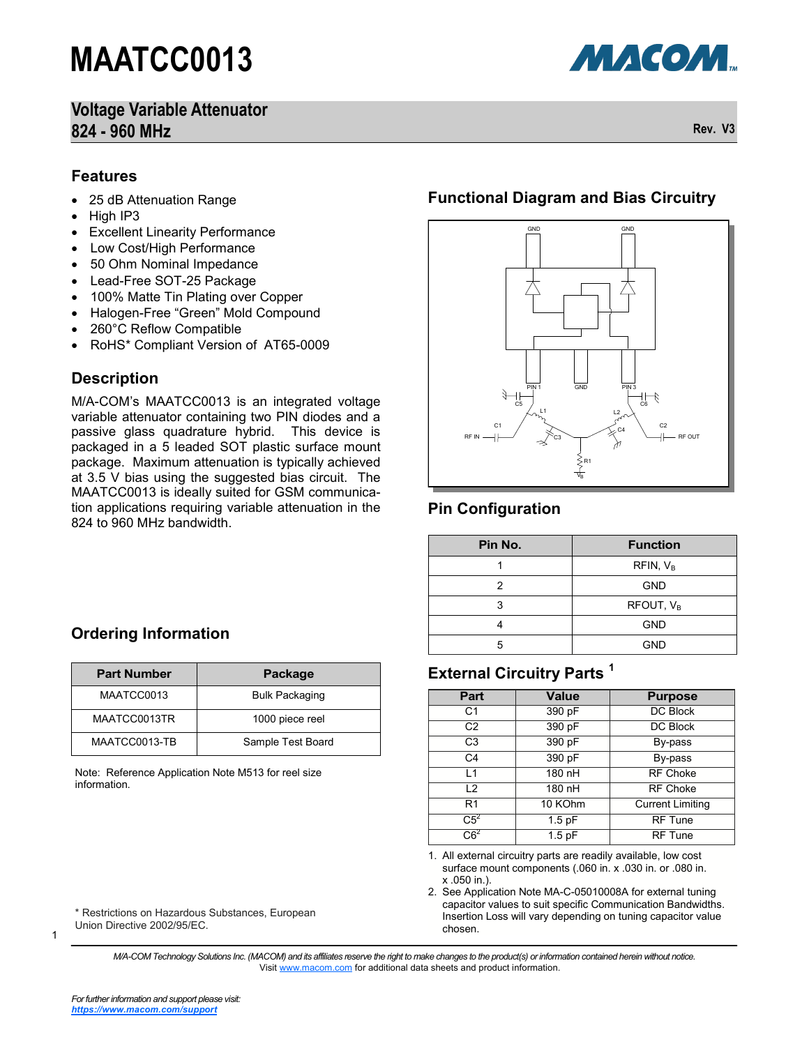# MAATCC0013

## Voltage Variable Attenuator 824 - 960 MHz

Rev. V3

## Features

- 25 dB Attenuation Range
- High IP3
- Excellent Linearity Performance
- Low Cost/High Performance
- 50 Ohm Nominal Impedance
- Lead-Free SOT-25 Package
- 100% Matte Tin Plating over Copper
- Halogen-Free "Green" Mold Compound
- 260°C Reflow Compatible
- RoHS* Compliant Version of AT65-0009

## Description

M/A-COM's MAATCC0013 is an integrated voltage variable attenuator containing two PIN diodes and a passive glass quadrature hybrid. This device is packaged in a 5 leaded SOT plastic surface mount package. Maximum attenuation is typically achieved at 3.5 V bias using the suggested bias circuit. The MAATCC0013 is ideally suited for GSM communication applications requiring variable attenuation in the 824 to 960 MHz bandwidth.

## Ordering Information

| Part Number | Package |
|---|---|
| MAATCC0013 | Bulk Packaging |
| MAATCC0013TR | 1000 piece reel |
| MAATCC0013-TB | Sample Test Board |

Note: Reference Application Note M513 for reel size information.

## Functional Diagram and Bias Circuitry

## Pin Configuration

| Pin No. | Function |
|---|---|
| 1 | RFIN, $V_B$ |
| 2 | GND |
| 3 | RFOUT, $V_B$ |
| 4 | GND |
| 5 | GND |

## External Circuitry Parts [1]

| Part | Value | Purpose |
|---|---|---|
| C1 | 390 pF | DC Block |
| C2 | 390 pF | DC Block |
| C3 | 390 pF | By-pass |
| C4 | 390 pF | By-pass |
| L1 | 180 nH | RF Choke |
| L2 | 180 nH | RF Choke |
| R1 | 10 KOhm | Current Limiting |
| C5[2] | 1.5 pF | RF Tune |
| C6[2] | 1.5 pF | RF Tune |

1. All external circuitry parts are readily available, low cost surface mount components (.060 in. x .030 in. or .080 in. x .050 in.).
2. See Application Note MA-C-05010008A for external tuning capacitor values to suit specific Communication Bandwidths. Insertion Loss will vary depending on tuning capacitor value chosen.

\* Restrictions on Hazardous Substances, European Union Directive 2002/95/EC.

*M/A-COM Technology Solutions Inc. (MACOM) and its affiliates reserve the right to make changes to the product(s) or information contained herein without notice.* Visit www.macom.com for additional data sheets and product information.

*For further information and support please visit:* ***https://www.macom.com/support***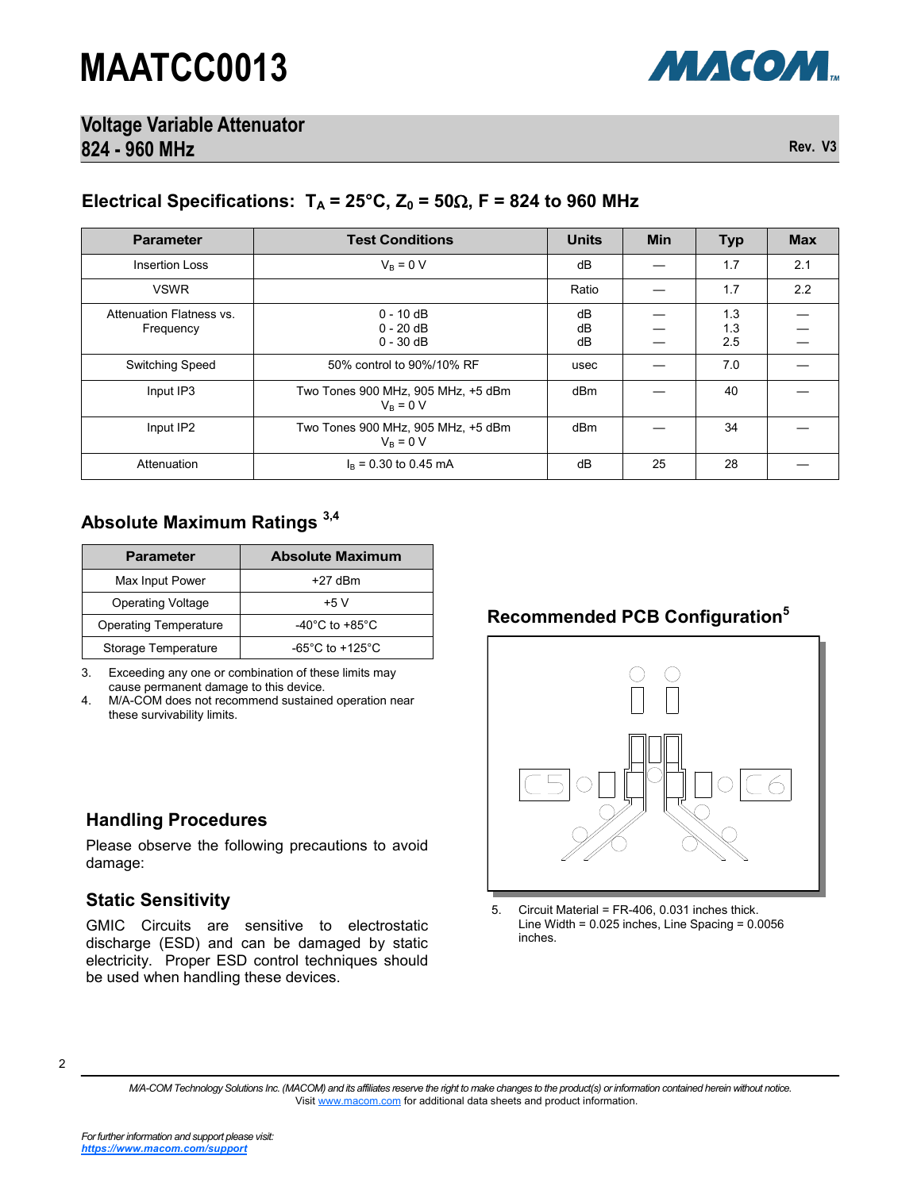# MAATCC0013

## Voltage Variable Attenuator 824 - 960 MHz

Rev. V3

### Electrical Specifications: $T_A$ = 25°C, $Z_0$ = 50Ω, F = 824 to 960 MHz

| Parameter | Test Conditions | Units | Min | Typ | Max |
|---|---|---|---|---|---|
| Insertion Loss | $V_B$ = 0 V | dB | — | 1.7 | 2.1 |
| VSWR | | Ratio | — | 1.7 | 2.2 |
| Attenuation Flatness vs. Frequency | 0 - 10 dB<br>0 - 20 dB<br>0 - 30 dB | dB<br>dB<br>dB | —<br>—<br>— | 1.3<br>1.3<br>2.5 | —<br>—<br>— |
| Switching Speed | 50% control to 90%/10% RF | usec | — | 7.0 | — |
| Input IP3 | Two Tones 900 MHz, 905 MHz, +5 dBm<br>$V_B$ = 0 V | dBm | — | 40 | — |
| Input IP2 | Two Tones 900 MHz, 905 MHz, +5 dBm<br>$V_B$ = 0 V | dBm | — | 34 | — |
| Attenuation | $I_B$ = 0.30 to 0.45 mA | dB | 25 | 28 | — |

### Absolute Maximum Ratings [3,4]

| Parameter | Absolute Maximum |
|---|---|
| Max Input Power | +27 dBm |
| Operating Voltage | +5 V |
| Operating Temperature | -40°C to +85°C |
| Storage Temperature | -65°C to +125°C |

3. Exceeding any one or combination of these limits may cause permanent damage to this device.
4. M/A-COM does not recommend sustained operation near these survivability limits.

### Recommended PCB Configuration [5]

5. Circuit Material = FR-406, 0.031 inches thick. Line Width = 0.025 inches, Line Spacing = 0.0056 inches.

### Handling Procedures

Please observe the following precautions to avoid damage:

### Static Sensitivity

GMIC Circuits are sensitive to electrostatic discharge (ESD) and can be damaged by static electricity. Proper ESD control techniques should be used when handling these devices.

*M/A-COM Technology Solutions Inc. (MACOM) and its affiliates reserve the right to make changes to the product(s) or information contained herein without notice.* Visit www.macom.com for additional data sheets and product information.

*For further information and support please visit:* ***https://www.macom.com/support***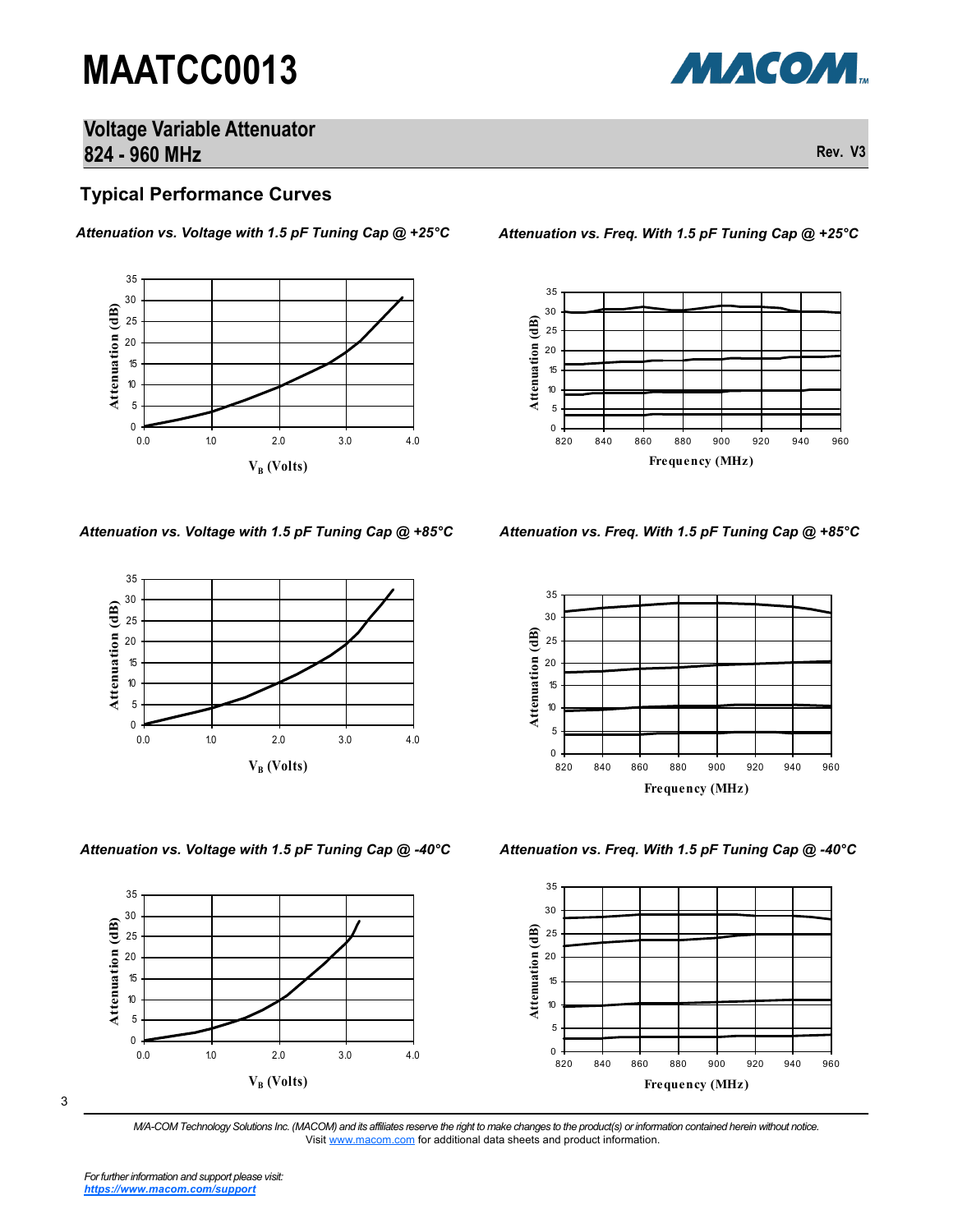## Typical Performance Curves

*Attenuation vs. Voltage with 1.5 pF Tuning Cap @ +25°C*

*Attenuation vs. Freq. With 1.5 pF Tuning Cap @ +25°C*

*Attenuation vs. Voltage with 1.5 pF Tuning Cap @ +85°C*

*Attenuation vs. Freq. With 1.5 pF Tuning Cap @ +85°C*

*Attenuation vs. Voltage with 1.5 pF Tuning Cap @ -40°C*

*Attenuation vs. Freq. With 1.5 pF Tuning Cap @ -40°C*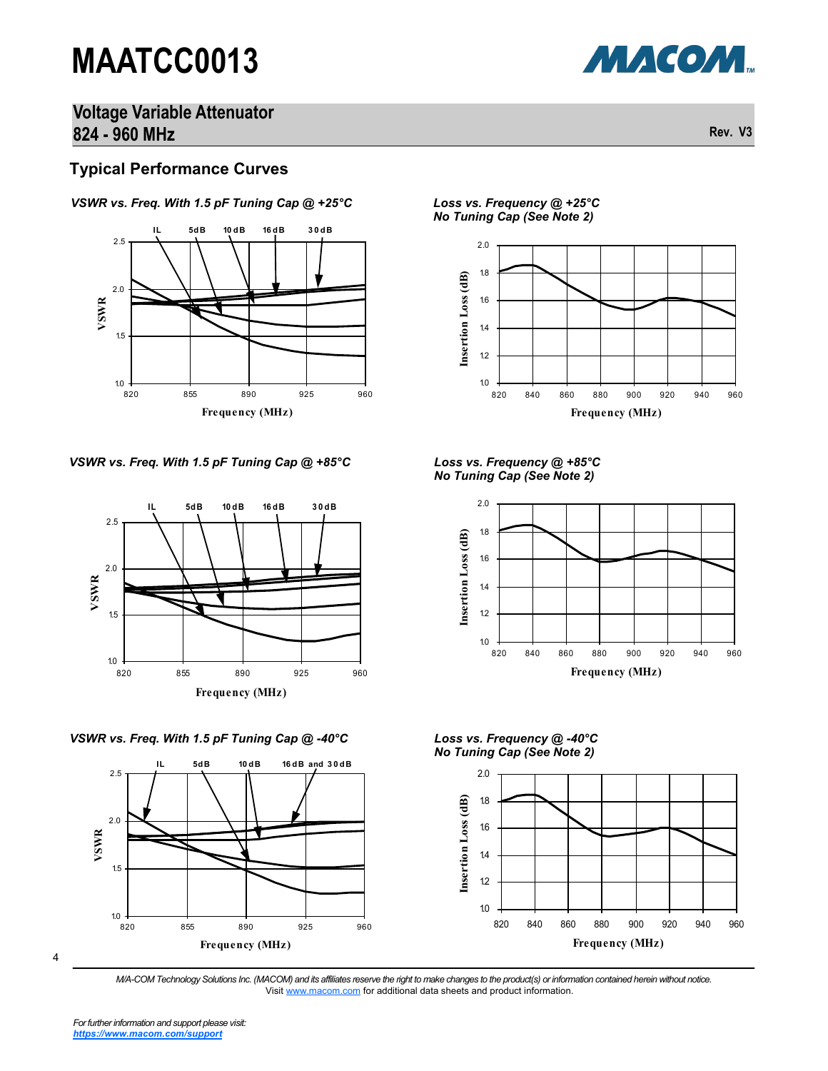## Typical Performance Curves

*VSWR vs. Freq. With 1.5 pF Tuning Cap @ +25°C*

*Loss vs. Frequency @ +25°C*
*No Tuning Cap (See Note 2)*

*VSWR vs. Freq. With 1.5 pF Tuning Cap @ +85°C*

*Loss vs. Frequency @ +85°C*
*No Tuning Cap (See Note 2)*

*VSWR vs. Freq. With 1.5 pF Tuning Cap @ -40°C*

*Loss vs. Frequency @ -40°C*
*No Tuning Cap (See Note 2)*

*M/A-COM Technology Solutions Inc. (MACOM) and its affiliates reserve the right to make changes to the product(s) or information contained herein without notice.*
Visit www.macom.com for additional data sheets and product information.

*For further information and support please visit:*
***https://www.macom.com/support***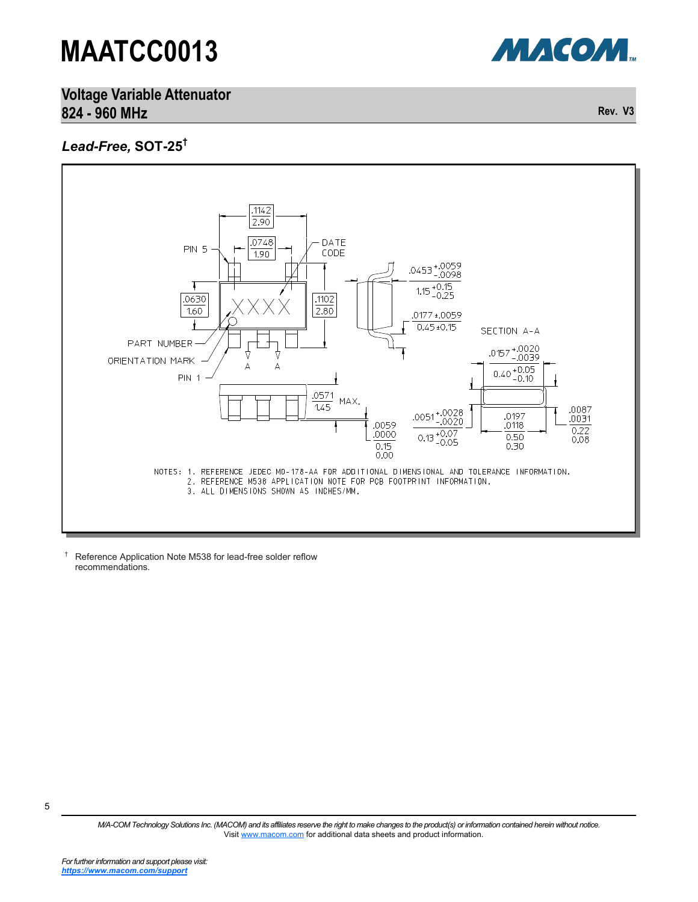## *Lead-Free,* SOT-25†

NOTES:
1. REFERENCE JEDEC MO-178-AA FOR ADDITIONAL DIMENSIONAL AND TOLERANCE INFORMATION.
2. REFERENCE M538 APPLICATION NOTE FOR PCB FOOTPRINT INFORMATION.
3. ALL DIMENSIONS SHOWN AS INCHES/MM.

† Reference Application Note M538 for lead-free solder reflow recommendations.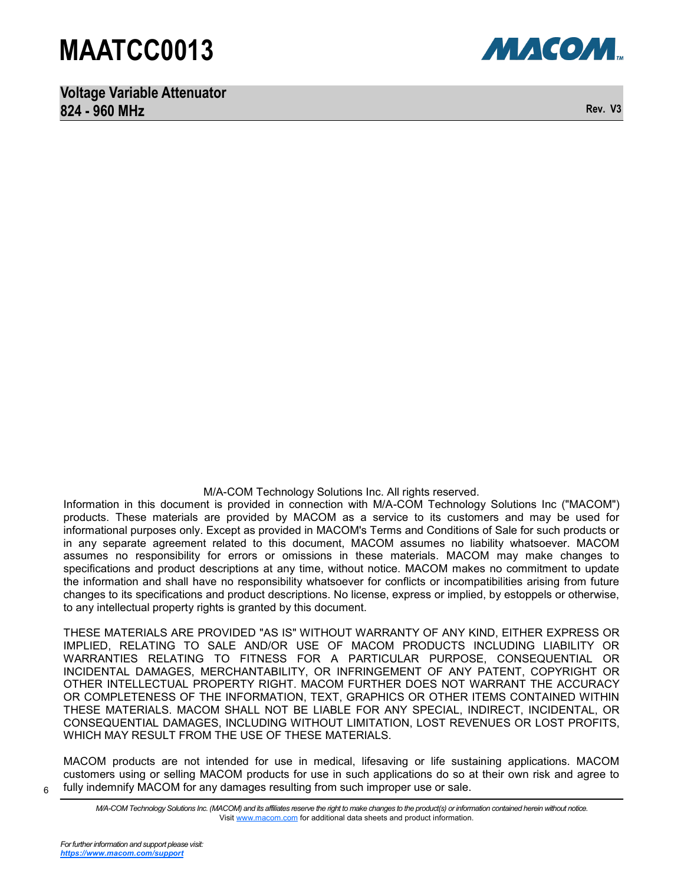M/A-COM Technology Solutions Inc. All rights reserved.

Information in this document is provided in connection with M/A-COM Technology Solutions Inc ("MACOM") products. These materials are provided by MACOM as a service to its customers and may be used for informational purposes only. Except as provided in MACOM's Terms and Conditions of Sale for such products or in any separate agreement related to this document, MACOM assumes no liability whatsoever. MACOM assumes no responsibility for errors or omissions in these materials. MACOM may make changes to specifications and product descriptions at any time, without notice. MACOM makes no commitment to update the information and shall have no responsibility whatsoever for conflicts or incompatibilities arising from future changes to its specifications and product descriptions. No license, express or implied, by estoppels or otherwise, to any intellectual property rights is granted by this document.

THESE MATERIALS ARE PROVIDED "AS IS" WITHOUT WARRANTY OF ANY KIND, EITHER EXPRESS OR IMPLIED, RELATING TO SALE AND/OR USE OF MACOM PRODUCTS INCLUDING LIABILITY OR WARRANTIES RELATING TO FITNESS FOR A PARTICULAR PURPOSE, CONSEQUENTIAL OR INCIDENTAL DAMAGES, MERCHANTABILITY, OR INFRINGEMENT OF ANY PATENT, COPYRIGHT OR OTHER INTELLECTUAL PROPERTY RIGHT. MACOM FURTHER DOES NOT WARRANT THE ACCURACY OR COMPLETENESS OF THE INFORMATION, TEXT, GRAPHICS OR OTHER ITEMS CONTAINED WITHIN THESE MATERIALS. MACOM SHALL NOT BE LIABLE FOR ANY SPECIAL, INDIRECT, INCIDENTAL, OR CONSEQUENTIAL DAMAGES, INCLUDING WITHOUT LIMITATION, LOST REVENUES OR LOST PROFITS, WHICH MAY RESULT FROM THE USE OF THESE MATERIALS.

MACOM products are not intended for use in medical, lifesaving or life sustaining applications. MACOM customers using or selling MACOM products for use in such applications do so at their own risk and agree to fully indemnify MACOM for any damages resulting from such improper use or sale.